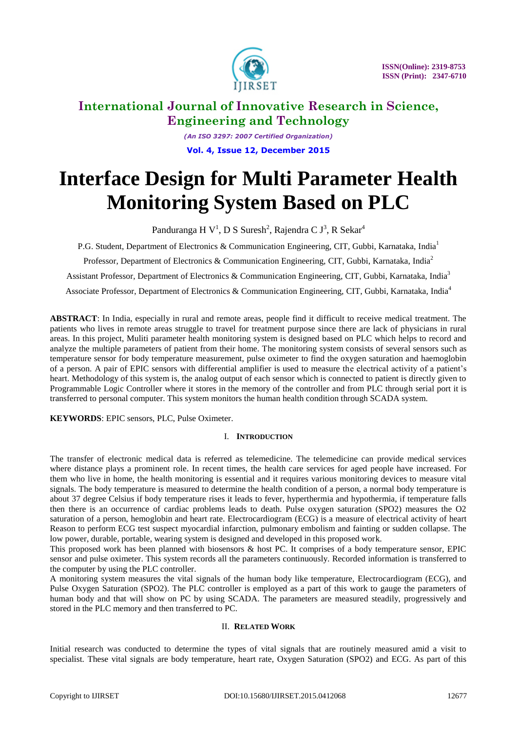# Interface Design for Multi Parameter Health Monitoring System Based on PLC

Panduranga H V[1], D S Suresh[2], Rajendra C J[3], R Sekar[4]

P.G. Student, Department of Electronics & Communication Engineering, CIT, Gubbi, Karnataka, India[1]

Professor, Department of Electronics & Communication Engineering, CIT, Gubbi, Karnataka, India[2]

Assistant Professor, Department of Electronics & Communication Engineering, CIT, Gubbi, Karnataka, India[3]

Associate Professor, Department of Electronics & Communication Engineering, CIT, Gubbi, Karnataka, India[4]

**ABSTRACT**: In India, especially in rural and remote areas, people find it difficult to receive medical treatment. The patients who lives in remote areas struggle to travel for treatment purpose since there are lack of physicians in rural areas. In this project, Muliti parameter health monitoring system is designed based on PLC which helps to record and analyze the multiple parameters of patient from their home. The monitoring system consists of several sensors such as temperature sensor for body temperature measurement, pulse oximeter to find the oxygen saturation and haemoglobin of a person. A pair of EPIC sensors with differential amplifier is used to measure the electrical activity of a patient's heart. Methodology of this system is, the analog output of each sensor which is connected to patient is directly given to Programmable Logic Controller where it stores in the memory of the controller and from PLC through serial port it is transferred to personal computer. This system monitors the human health condition through SCADA system.

**KEYWORDS**: EPIC sensors, PLC, Pulse Oximeter.

## I. Introduction

The transfer of electronic medical data is referred as telemedicine. The telemedicine can provide medical services where distance plays a prominent role. In recent times, the health care services for aged people have increased. For them who live in home, the health monitoring is essential and it requires various monitoring devices to measure vital signals. The body temperature is measured to determine the health condition of a person, a normal body temperature is about 37 degree Celsius if body temperature rises it leads to fever, hyperthermia and hypothermia, if temperature falls then there is an occurrence of cardiac problems leads to death. Pulse oxygen saturation (SPO2) measures the O2 saturation of a person, hemoglobin and heart rate. Electrocardiogram (ECG) is a measure of electrical activity of heart Reason to perform ECG test suspect myocardial infarction, pulmonary embolism and fainting or sudden collapse. The low power, durable, portable, wearing system is designed and developed in this proposed work.

This proposed work has been planned with biosensors & host PC. It comprises of a body temperature sensor, EPIC sensor and pulse oximeter. This system records all the parameters continuously. Recorded information is transferred to the computer by using the PLC controller.

A monitoring system measures the vital signals of the human body like temperature, Electrocardiogram (ECG), and Pulse Oxygen Saturation (SPO2). The PLC controller is employed as a part of this work to gauge the parameters of human body and that will show on PC by using SCADA. The parameters are measured steadily, progressively and stored in the PLC memory and then transferred to PC.

## II. Related Work

Initial research was conducted to determine the types of vital signals that are routinely measured amid a visit to specialist. These vital signals are body temperature, heart rate, Oxygen Saturation (SPO2) and ECG. As part of this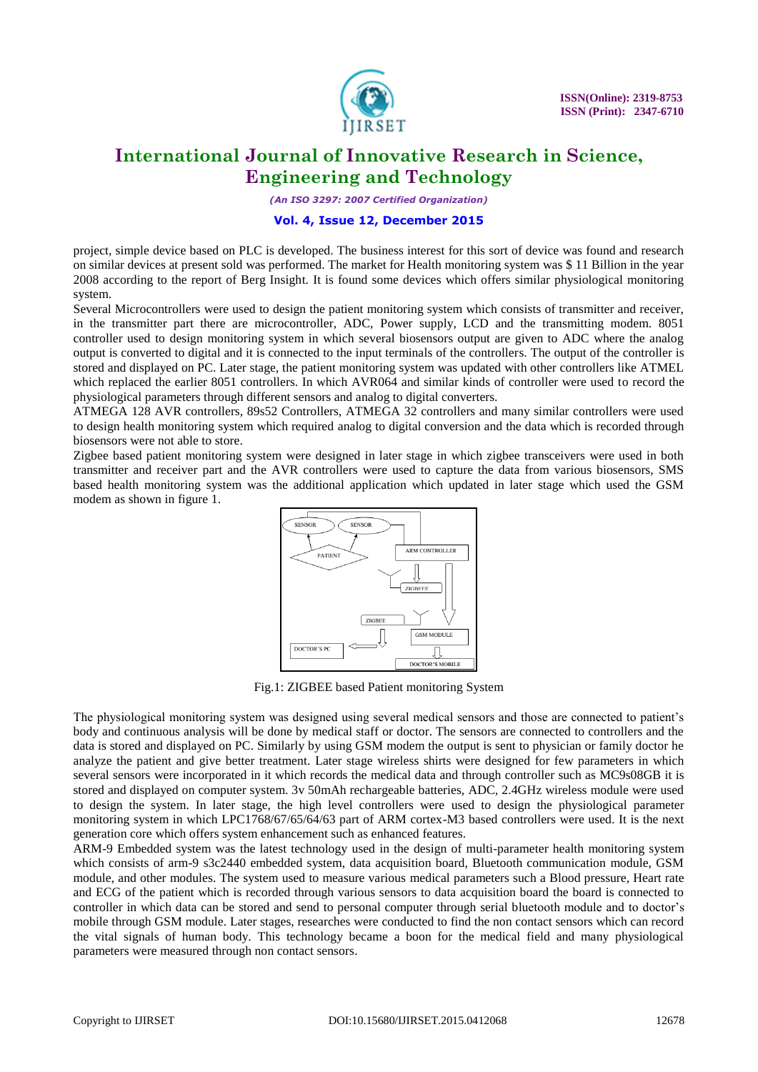project, simple device based on PLC is developed. The business interest for this sort of device was found and research on similar devices at present sold was performed. The market for Health monitoring system was $ 11 Billion in the year 2008 according to the report of Berg Insight. It is found some devices which offers similar physiological monitoring system.

Several Microcontrollers were used to design the patient monitoring system which consists of transmitter and receiver, in the transmitter part there are microcontroller, ADC, Power supply, LCD and the transmitting modem. 8051 controller used to design monitoring system in which several biosensors output are given to ADC where the analog output is converted to digital and it is connected to the input terminals of the controllers. The output of the controller is stored and displayed on PC. Later stage, the patient monitoring system was updated with other controllers like ATMEL which replaced the earlier 8051 controllers. In which AVR064 and similar kinds of controller were used to record the physiological parameters through different sensors and analog to digital converters.

ATMEGA 128 AVR controllers, 89s52 Controllers, ATMEGA 32 controllers and many similar controllers were used to design health monitoring system which required analog to digital conversion and the data which is recorded through biosensors were not able to store.

Zigbee based patient monitoring system were designed in later stage in which zigbee transceivers were used in both transmitter and receiver part and the AVR controllers were used to capture the data from various biosensors, SMS based health monitoring system was the additional application which updated in later stage which used the GSM modem as shown in figure 1.

Fig.1: ZIGBEE based Patient monitoring System

The physiological monitoring system was designed using several medical sensors and those are connected to patient's body and continuous analysis will be done by medical staff or doctor. The sensors are connected to controllers and the data is stored and displayed on PC. Similarly by using GSM modem the output is sent to physician or family doctor he analyze the patient and give better treatment. Later stage wireless shirts were designed for few parameters in which several sensors were incorporated in it which records the medical data and through controller such as MC9s08GB it is stored and displayed on computer system. 3v 50mAh rechargeable batteries, ADC, 2.4GHz wireless module were used to design the system. In later stage, the high level controllers were used to design the physiological parameter monitoring system in which LPC1768/67/65/64/63 part of ARM cortex-M3 based controllers were used. It is the next generation core which offers system enhancement such as enhanced features.

ARM-9 Embedded system was the latest technology used in the design of multi-parameter health monitoring system which consists of arm-9 s3c2440 embedded system, data acquisition board, Bluetooth communication module, GSM module, and other modules. The system used to measure various medical parameters such a Blood pressure, Heart rate and ECG of the patient which is recorded through various sensors to data acquisition board the board is connected to controller in which data can be stored and send to personal computer through serial bluetooth module and to doctor's mobile through GSM module. Later stages, researches were conducted to find the non contact sensors which can record the vital signals of human body. This technology became a boon for the medical field and many physiological parameters were measured through non contact sensors.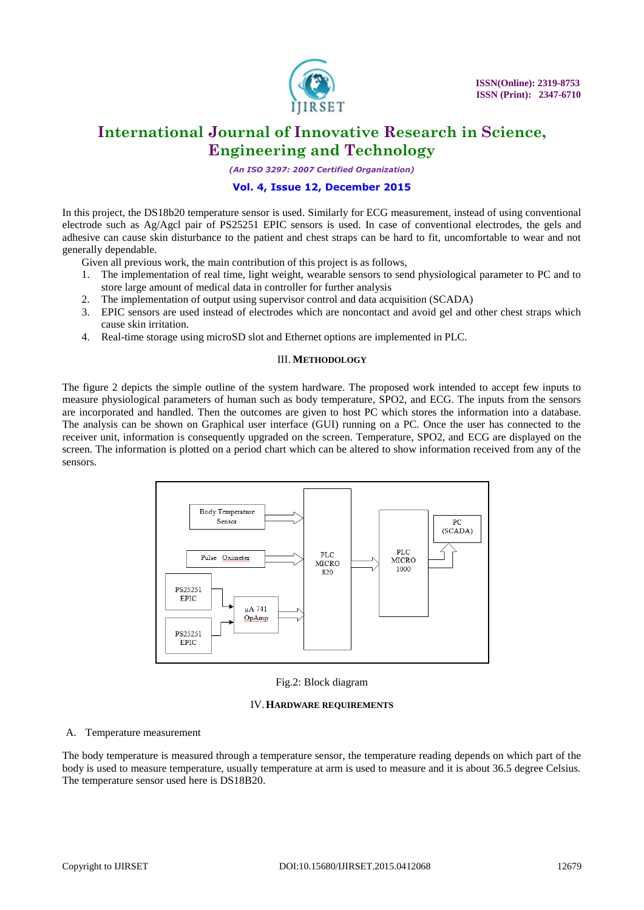In this project, the DS18b20 temperature sensor is used. Similarly for ECG measurement, instead of using conventional electrode such as Ag/Agcl pair of PS25251 EPIC sensors is used. In case of conventional electrodes, the gels and adhesive can cause skin disturbance to the patient and chest straps can be hard to fit, uncomfortable to wear and not generally dependable.

Given all previous work, the main contribution of this project is as follows,

1. The implementation of real time, light weight, wearable sensors to send physiological parameter to PC and to store large amount of medical data in controller for further analysis
2. The implementation of output using supervisor control and data acquisition (SCADA)
3. EPIC sensors are used instead of electrodes which are noncontact and avoid gel and other chest straps which cause skin irritation.
4. Real-time storage using microSD slot and Ethernet options are implemented in PLC.

## III. Methodology

The figure 2 depicts the simple outline of the system hardware. The proposed work intended to accept few inputs to measure physiological parameters of human such as body temperature, SPO2, and ECG. The inputs from the sensors are incorporated and handled. Then the outcomes are given to host PC which stores the information into a database. The analysis can be shown on Graphical user interface (GUI) running on a PC. Once the user has connected to the receiver unit, information is consequently upgraded on the screen. Temperature, SPO2, and ECG are displayed on the screen. The information is plotted on a period chart which can be altered to show information received from any of the sensors.

Body Temperature Sensor

Pulse Oximeter

PS25251 EPIC

PS25251 EPIC

µA 741 OpAmp

PLC MICRO 820

PLC MICRO 1000

PC (SCADA)

Fig.2: Block diagram

## IV. Hardware requirements

A. Temperature measurement

The body temperature is measured through a temperature sensor, the temperature reading depends on which part of the body is used to measure temperature, usually temperature at arm is used to measure and it is about 36.5 degree Celsius. The temperature sensor used here is DS18B20.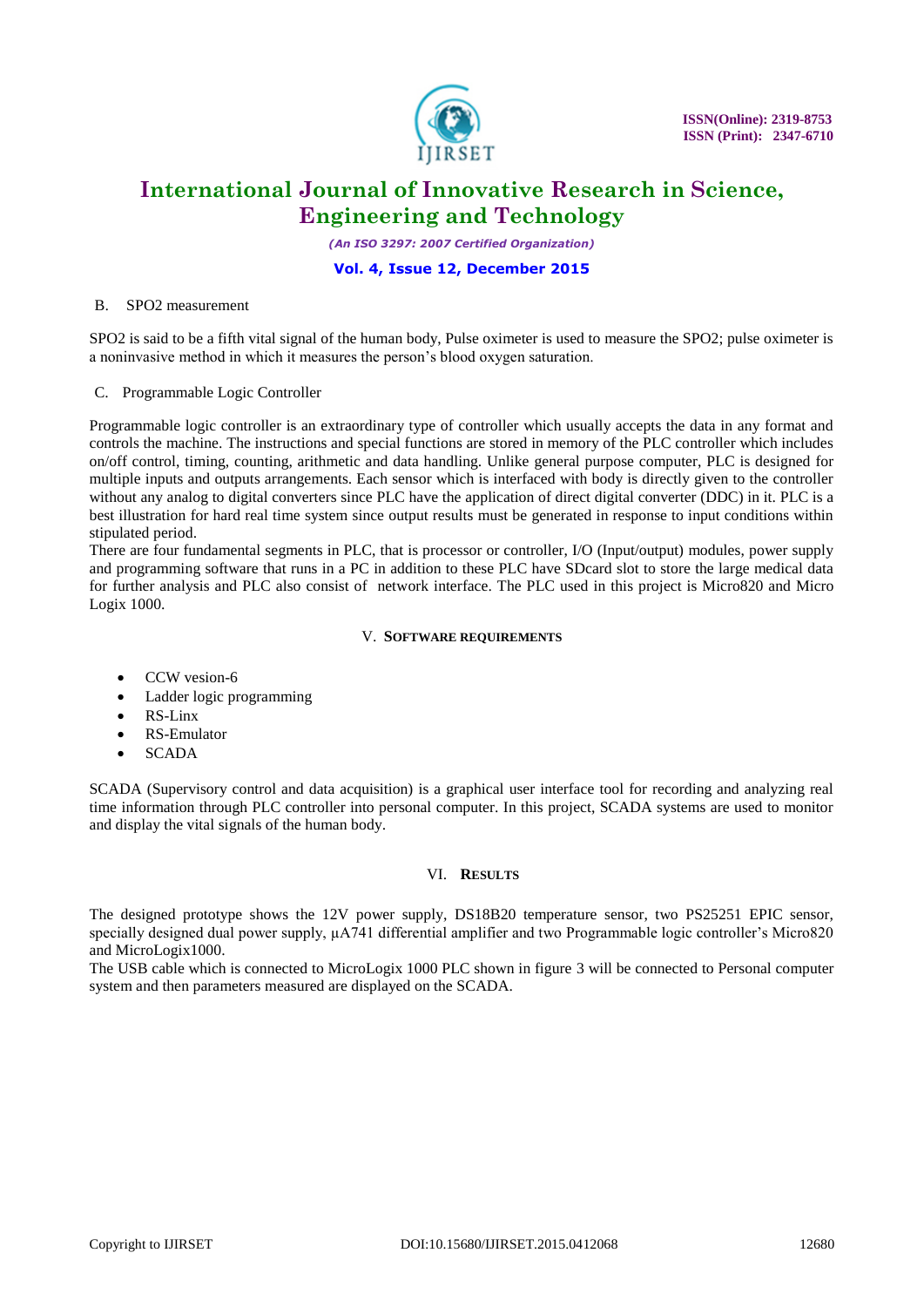B. SPO2 measurement

SPO2 is said to be a fifth vital signal of the human body, Pulse oximeter is used to measure the SPO2; pulse oximeter is a noninvasive method in which it measures the person's blood oxygen saturation.

C. Programmable Logic Controller

Programmable logic controller is an extraordinary type of controller which usually accepts the data in any format and controls the machine. The instructions and special functions are stored in memory of the PLC controller which includes on/off control, timing, counting, arithmetic and data handling. Unlike general purpose computer, PLC is designed for multiple inputs and outputs arrangements. Each sensor which is interfaced with body is directly given to the controller without any analog to digital converters since PLC have the application of direct digital converter (DDC) in it. PLC is a best illustration for hard real time system since output results must be generated in response to input conditions within stipulated period.

There are four fundamental segments in PLC, that is processor or controller, I/O (Input/output) modules, power supply and programming software that runs in a PC in addition to these PLC have SDcard slot to store the large medical data for further analysis and PLC also consist of network interface. The PLC used in this project is Micro820 and Micro Logix 1000.

## V. SOFTWARE REQUIREMENTS

- CCW vesion-6
- Ladder logic programming
- RS-Linx
- RS-Emulator
- SCADA

SCADA (Supervisory control and data acquisition) is a graphical user interface tool for recording and analyzing real time information through PLC controller into personal computer. In this project, SCADA systems are used to monitor and display the vital signals of the human body.

## VI. RESULTS

The designed prototype shows the 12V power supply, DS18B20 temperature sensor, two PS25251 EPIC sensor, specially designed dual power supply, µA741 differential amplifier and two Programmable logic controller's Micro820 and MicroLogix1000.

The USB cable which is connected to MicroLogix 1000 PLC shown in figure 3 will be connected to Personal computer system and then parameters measured are displayed on the SCADA.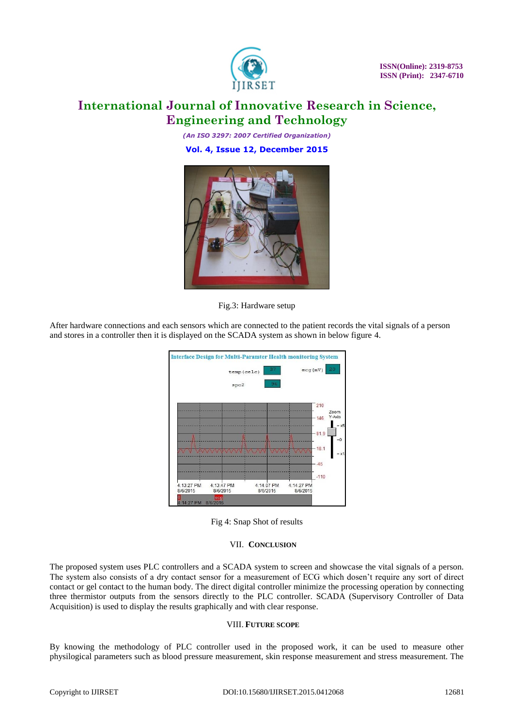Fig.3: Hardware setup

After hardware connections and each sensors which are connected to the patient records the vital signals of a person and stores in a controller then it is displayed on the SCADA system as shown in below figure 4.

Fig 4: Snap Shot of results

## VII. Conclusion

The proposed system uses PLC controllers and a SCADA system to screen and showcase the vital signals of a person. The system also consists of a dry contact sensor for a measurement of ECG which dosen't require any sort of direct contact or gel contact to the human body. The direct digital controller minimize the processing operation by connecting three thermistor outputs from the sensors directly to the PLC controller. SCADA (Supervisory Controller of Data Acquisition) is used to display the results graphically and with clear response.

## VIII. Future Scope

By knowing the methodology of PLC controller used in the proposed work, it can be used to measure other physiological parameters such as blood pressure measurement, skin response measurement and stress measurement. The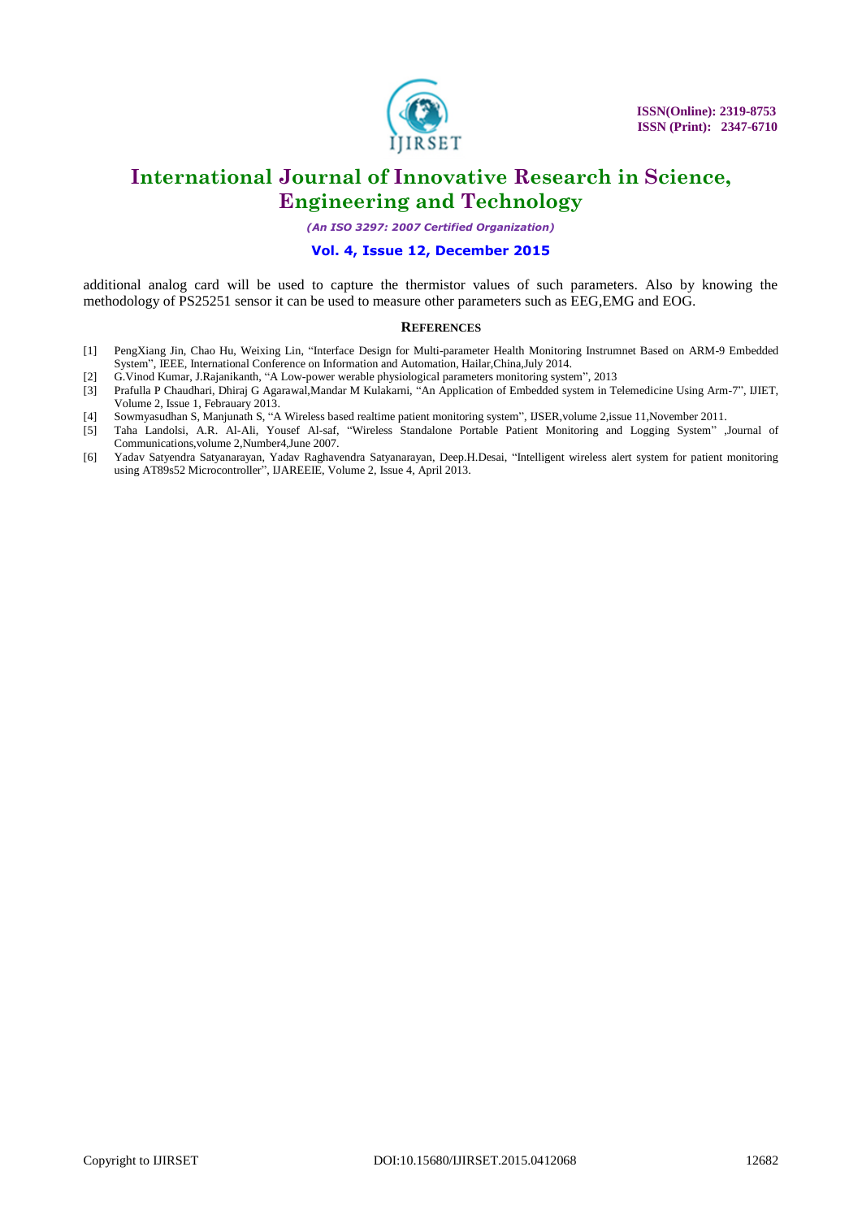additional analog card will be used to capture the thermistor values of such parameters. Also by knowing the methodology of PS25251 sensor it can be used to measure other parameters such as EEG,EMG and EOG.

## REFERENCES

[1] PengXiang Jin, Chao Hu, Weixing Lin, "Interface Design for Multi-parameter Health Monitoring Instrumnet Based on ARM-9 Embedded System", IEEE, International Conference on Information and Automation, Hailar,China,July 2014.

[2] G.Vinod Kumar, J.Rajanikanth, "A Low-power werable physiological parameters monitoring system", 2013

[3] Prafulla P Chaudhari, Dhiraj G Agarawal,Mandar M Kulakarni, "An Application of Embedded system in Telemedicine Using Arm-7", IJIET, Volume 2, Issue 1, Febrauary 2013.

[4] Sowmyasudhan S, Manjunath S, "A Wireless based realtime patient monitoring system", IJSER,volume 2,issue 11,November 2011.

[5] Taha Landolsi, A.R. Al-Ali, Yousef Al-saf, "Wireless Standalone Portable Patient Monitoring and Logging System" ,Journal of Communications,volume 2,Number4,June 2007.

[6] Yadav Satyendra Satyanarayan, Yadav Raghavendra Satyanarayan, Deep.H.Desai, "Intelligent wireless alert system for patient monitoring using AT89s52 Microcontroller", IJAREEIE, Volume 2, Issue 4, April 2013.